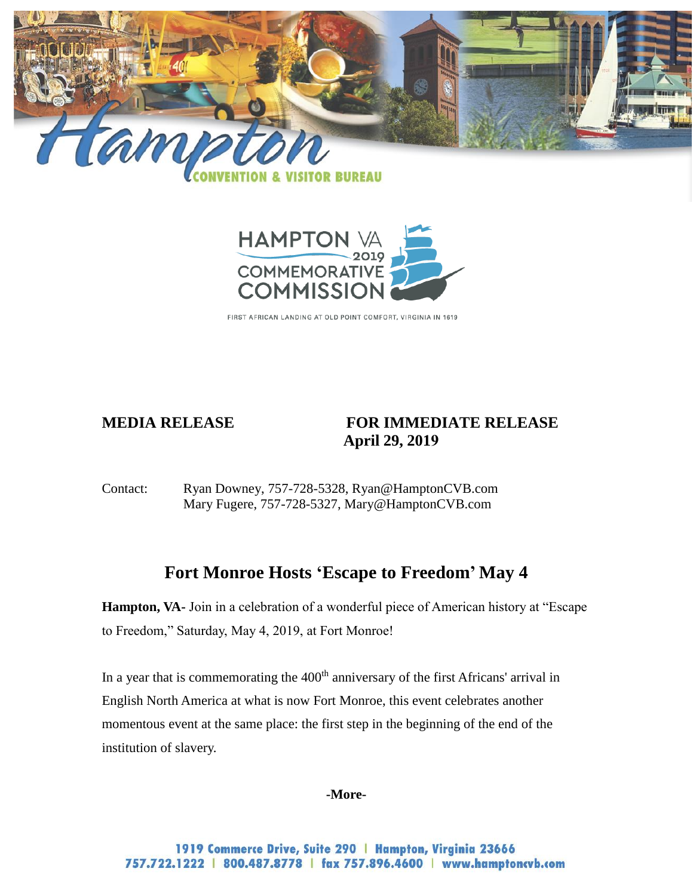Hampton

CONVENTION & VISITOR BUREAU

HAMPTON VA 2019 COMMEMORATIVE COMMISSION

FIRST AFRICAN LANDING AT OLD POINT COMFORT, VIRGINIA IN 1619

**MEDIA RELEASE** **FOR IMMEDIATE RELEASE**
**April 29, 2019**

Contact: Ryan Downey, 757-728-5328, Ryan@HamptonCVB.com
Mary Fugere, 757-728-5327, Mary@HamptonCVB.com

# Fort Monroe Hosts 'Escape to Freedom' May 4

**Hampton, VA-** Join in a celebration of a wonderful piece of American history at "Escape to Freedom," Saturday, May 4, 2019, at Fort Monroe!

In a year that is commemorating the 400th anniversary of the first Africans' arrival in English North America at what is now Fort Monroe, this event celebrates another momentous event at the same place: the first step in the beginning of the end of the institution of slavery.

**-More-**

1919 Commerce Drive, Suite 290 | Hampton, Virginia 23666
757.722.1222 | 800.487.8778 | fax 757.896.4600 | www.hamptoncvb.com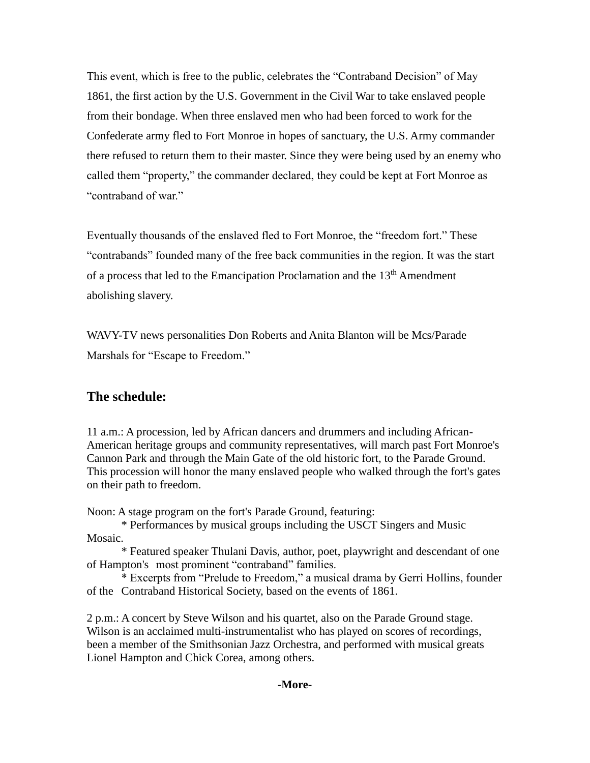This event, which is free to the public, celebrates the "Contraband Decision" of May 1861, the first action by the U.S. Government in the Civil War to take enslaved people from their bondage. When three enslaved men who had been forced to work for the Confederate army fled to Fort Monroe in hopes of sanctuary, the U.S. Army commander there refused to return them to their master. Since they were being used by an enemy who called them "property," the commander declared, they could be kept at Fort Monroe as "contraband of war."

Eventually thousands of the enslaved fled to Fort Monroe, the "freedom fort." These "contrabands" founded many of the free back communities in the region. It was the start of a process that led to the Emancipation Proclamation and the 13th Amendment abolishing slavery.

WAVY-TV news personalities Don Roberts and Anita Blanton will be Mcs/Parade Marshals for "Escape to Freedom."

## The schedule:

11 a.m.: A procession, led by African dancers and drummers and including African-American heritage groups and community representatives, will march past Fort Monroe's Cannon Park and through the Main Gate of the old historic fort, to the Parade Ground. This procession will honor the many enslaved people who walked through the fort's gates on their path to freedom.

Noon: A stage program on the fort's Parade Ground, featuring:

* Performances by musical groups including the USCT Singers and Music Mosaic.
* Featured speaker Thulani Davis, author, poet, playwright and descendant of one of Hampton's most prominent "contraband" families.
* Excerpts from "Prelude to Freedom," a musical drama by Gerri Hollins, founder of the Contraband Historical Society, based on the events of 1861.

2 p.m.: A concert by Steve Wilson and his quartet, also on the Parade Ground stage. Wilson is an acclaimed multi-instrumentalist who has played on scores of recordings, been a member of the Smithsonian Jazz Orchestra, and performed with musical greats Lionel Hampton and Chick Corea, among others.

**-More-**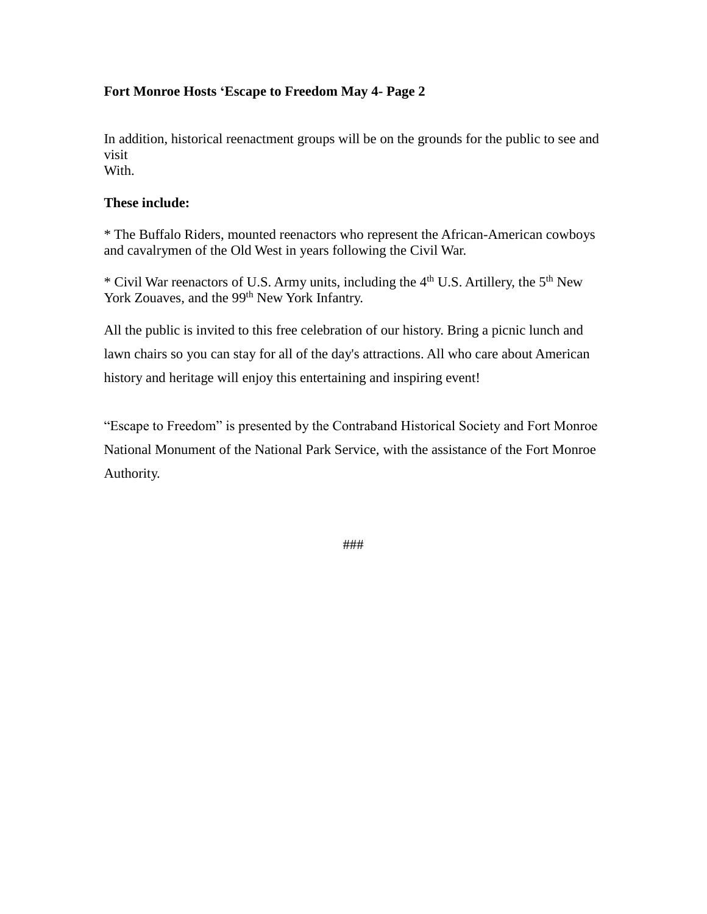In addition, historical reenactment groups will be on the grounds for the public to see and visit
With.

**These include:**

* The Buffalo Riders, mounted reenactors who represent the African-American cowboys and cavalrymen of the Old West in years following the Civil War.

* Civil War reenactors of U.S. Army units, including the 4th U.S. Artillery, the 5th New York Zouaves, and the 99th New York Infantry.

All the public is invited to this free celebration of our history. Bring a picnic lunch and lawn chairs so you can stay for all of the day's attractions. All who care about American history and heritage will enjoy this entertaining and inspiring event!

"Escape to Freedom" is presented by the Contraband Historical Society and Fort Monroe National Monument of the National Park Service, with the assistance of the Fort Monroe Authority.

###